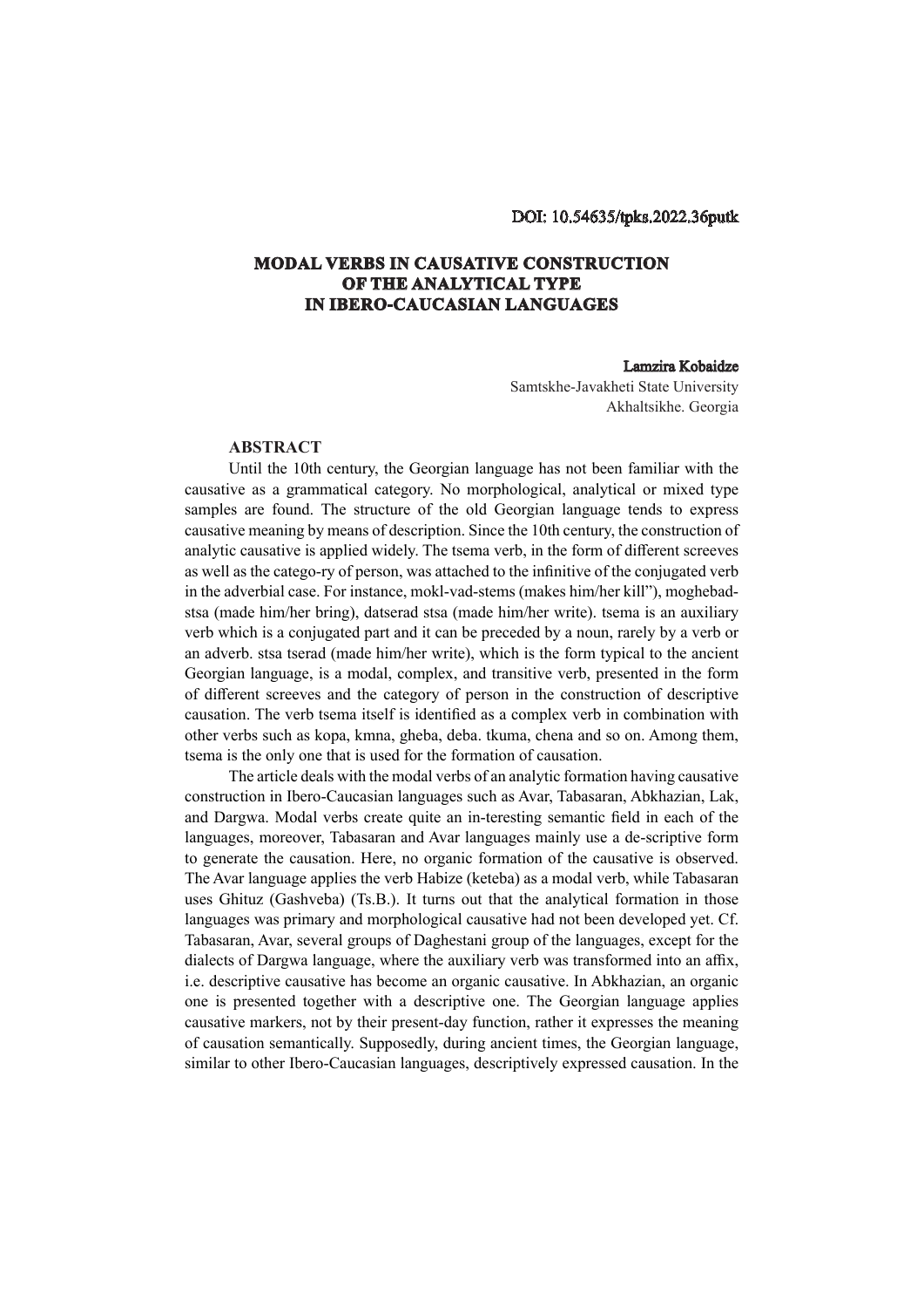DOI: 10.54635/tpks.2022.36putk

# MODAL VERBS IN CAUSATIVE CONSTRUCTION OF THE ANALYTICAL TYPE IN IBERO-CAUCASIAN LANGUAGES

**Lamzira Kobaidze**
Samtskhe-Javakheti State University
Akhaltsikhe. Georgia

## ABSTRACT

Until the 10th century, the Georgian language has not been familiar with the causative as a grammatical category. No morphological, analytical or mixed type samples are found. The structure of the old Georgian language tends to express causative meaning by means of description. Since the 10th century, the construction of analytic causative is applied widely. The tsema verb, in the form of different screeves as well as the catego-ry of person, was attached to the infinitive of the conjugated verb in the adverbial case. For instance, mokl-vad-stems (makes him/her kill"), moghebad-stsa (made him/her bring), datserad stsa (made him/her write). tsema is an auxiliary verb which is a conjugated part and it can be preceded by a noun, rarely by a verb or an adverb. stsa tserad (made him/her write), which is the form typical to the ancient Georgian language, is a modal, complex, and transitive verb, presented in the form of different screeves and the category of person in the construction of descriptive causation. The verb tsema itself is identified as a complex verb in combination with other verbs such as kopa, kmna, gheba, deba. tkuma, chena and so on. Among them, tsema is the only one that is used for the formation of causation.

The article deals with the modal verbs of an analytic formation having causative construction in Ibero-Caucasian languages such as Avar, Tabasaran, Abkhazian, Lak, and Dargwa. Modal verbs create quite an in-teresting semantic field in each of the languages, moreover, Tabasaran and Avar languages mainly use a de-scriptive form to generate the causation. Here, no organic formation of the causative is observed. The Avar language applies the verb Habize (keteba) as a modal verb, while Tabasaran uses Ghituz (Gashveba) (Ts.B.). It turns out that the analytical formation in those languages was primary and morphological causative had not been developed yet. Cf. Tabasaran, Avar, several groups of Daghestani group of the languages, except for the dialects of Dargwa language, where the auxiliary verb was transformed into an affix, i.e. descriptive causative has become an organic causative. In Abkhazian, an organic one is presented together with a descriptive one. The Georgian language applies causative markers, not by their present-day function, rather it expresses the meaning of causation semantically. Supposedly, during ancient times, the Georgian language, similar to other Ibero-Caucasian languages, descriptively expressed causation. In the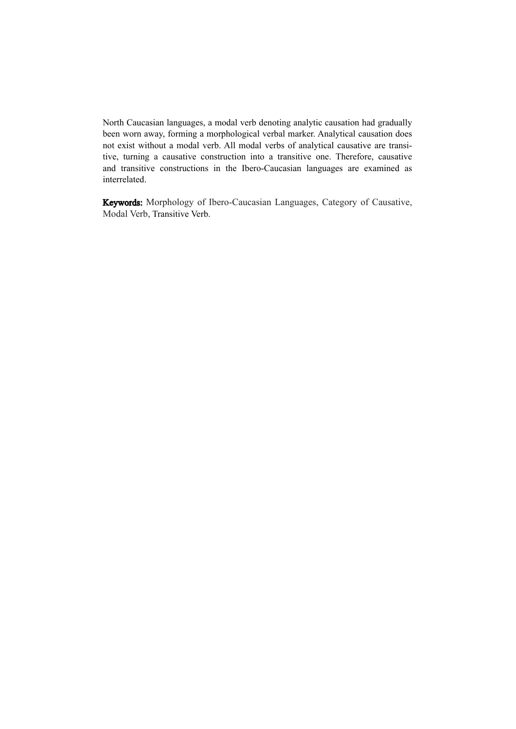North Caucasian languages, a modal verb denoting analytic causation had gradually been worn away, forming a morphological verbal marker. Analytical causation does not exist without a modal verb. All modal verbs of analytical causative are transitive, turning a causative construction into a transitive one. Therefore, causative and transitive constructions in the Ibero-Caucasian languages are examined as interrelated.

**Keywords:** Morphology of Ibero-Caucasian Languages, Category of Causative, Modal Verb, Transitive Verb.